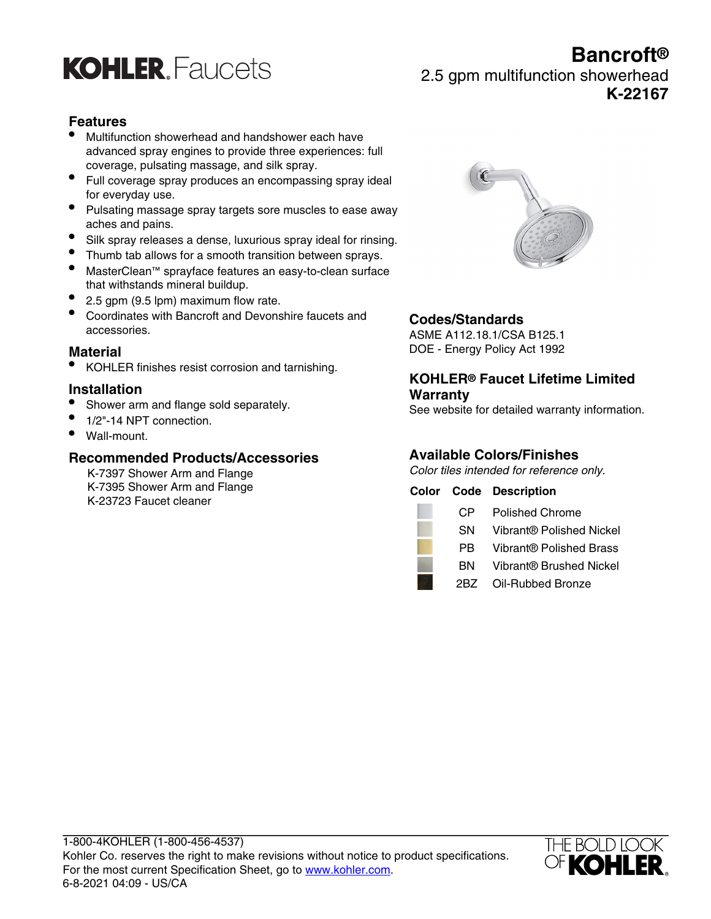# KOHLER. Faucets

# Bancroft®

## 2.5 gpm multifunction showerhead

## K-22167

### Features

- Multifunction showerhead and handshower each have advanced spray engines to provide three experiences: full coverage, pulsating massage, and silk spray.
- Full coverage spray produces an encompassing spray ideal for everyday use.
- Pulsating massage spray targets sore muscles to ease away aches and pains.
- Silk spray releases a dense, luxurious spray ideal for rinsing.
- Thumb tab allows for a smooth transition between sprays.
- MasterClean™ sprayface features an easy-to-clean surface that withstands mineral buildup.
- 2.5 gpm (9.5 lpm) maximum flow rate.
- Coordinates with Bancroft and Devonshire faucets and accessories.

### Material

- KOHLER finishes resist corrosion and tarnishing.

### Installation

- Shower arm and flange sold separately.
- 1/2"-14 NPT connection.
- Wall-mount.

### Recommended Products/Accessories

K-7397 Shower Arm and Flange
K-7395 Shower Arm and Flange
K-23723 Faucet cleaner

### Codes/Standards

ASME A112.18.1/CSA B125.1
DOE - Energy Policy Act 1992

### KOHLER® Faucet Lifetime Limited Warranty

See website for detailed warranty information.

### Available Colors/Finishes

*Color tiles intended for reference only.*

| Color | Code | Description |
|---|---|---|
| | CP | Polished Chrome |
| | SN | Vibrant® Polished Nickel |
| | PB | Vibrant® Polished Brass |
| | BN | Vibrant® Brushed Nickel |
| | 2BZ | Oil-Rubbed Bronze |

1-800-4KOHLER (1-800-456-4537)
Kohler Co. reserves the right to make revisions without notice to product specifications.
For the most current Specification Sheet, go to www.kohler.com.
6-8-2021 04:09 - US/CA

THE BOLD LOOK OF KOHLER.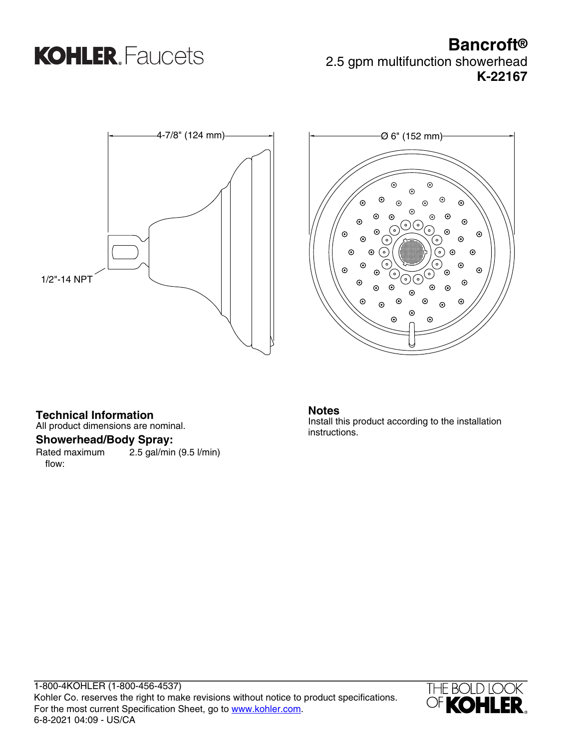# KOHLER. Faucets

## Bancroft®

2.5 gpm multifunction showerhead

**K-22167**

4-7/8" (124 mm)

Ø 6" (152 mm)

1/2"-14 NPT

### Technical Information

All product dimensions are nominal.

### Showerhead/Body Spray:

| | |
|---|---|
| Rated maximum flow: | 2.5 gal/min (9.5 l/min) |

### Notes

Install this product according to the installation instructions.

1-800-4KOHLER (1-800-456-4537)
Kohler Co. reserves the right to make revisions without notice to product specifications.
For the most current Specification Sheet, go to www.kohler.com.
6-8-2021 04:09 - US/CA

THE BOLD LOOK OF KOHLER.